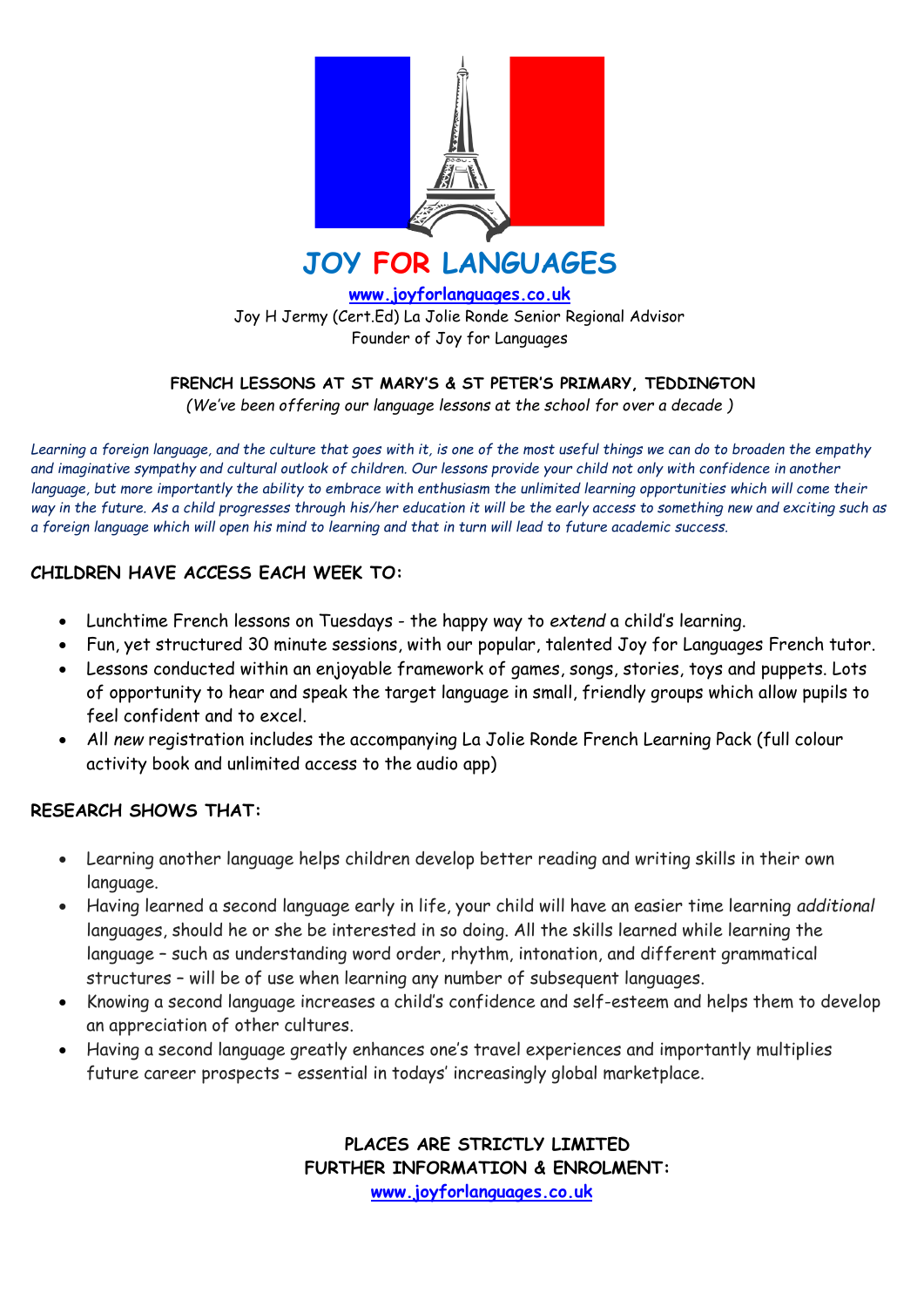# JOY FOR LANGUAGES

**www.joyforlanguages.co.uk**

Joy H Jermy (Cert.Ed) La Jolie Ronde Senior Regional Advisor
Founder of Joy for Languages

## FRENCH LESSONS AT ST MARY'S & ST PETER'S PRIMARY, TEDDINGTON

*(We've been offering our language lessons at the school for over a decade )*

*Learning a foreign language, and the culture that goes with it, is one of the most useful things we can do to broaden the empathy and imaginative sympathy and cultural outlook of children. Our lessons provide your child not only with confidence in another language, but more importantly the ability to embrace with enthusiasm the unlimited learning opportunities which will come their way in the future. As a child progresses through his/her education it will be the early access to something new and exciting such as a foreign language which will open his mind to learning and that in turn will lead to future academic success.*

### CHILDREN HAVE ACCESS EACH WEEK TO:

- Lunchtime French lessons on Tuesdays - the happy way to *extend* a child's learning.
- Fun, yet structured 30 minute sessions, with our popular, talented Joy for Languages French tutor.
- Lessons conducted within an enjoyable framework of games, songs, stories, toys and puppets. Lots of opportunity to hear and speak the target language in small, friendly groups which allow pupils to feel confident and to excel.
- All *new* registration includes the accompanying La Jolie Ronde French Learning Pack (full colour activity book and unlimited access to the audio app)

### RESEARCH SHOWS THAT:

- Learning another language helps children develop better reading and writing skills in their own language.
- Having learned a second language early in life, your child will have an easier time learning *additional* languages, should he or she be interested in so doing. All the skills learned while learning the language – such as understanding word order, rhythm, intonation, and different grammatical structures – will be of use when learning any number of subsequent languages.
- Knowing a second language increases a child's confidence and self-esteem and helps them to develop an appreciation of other cultures.
- Having a second language greatly enhances one's travel experiences and importantly multiplies future career prospects – essential in todays' increasingly global marketplace.

**PLACES ARE STRICTLY LIMITED**
**FURTHER INFORMATION & ENROLMENT:**
**www.joyforlanguages.co.uk**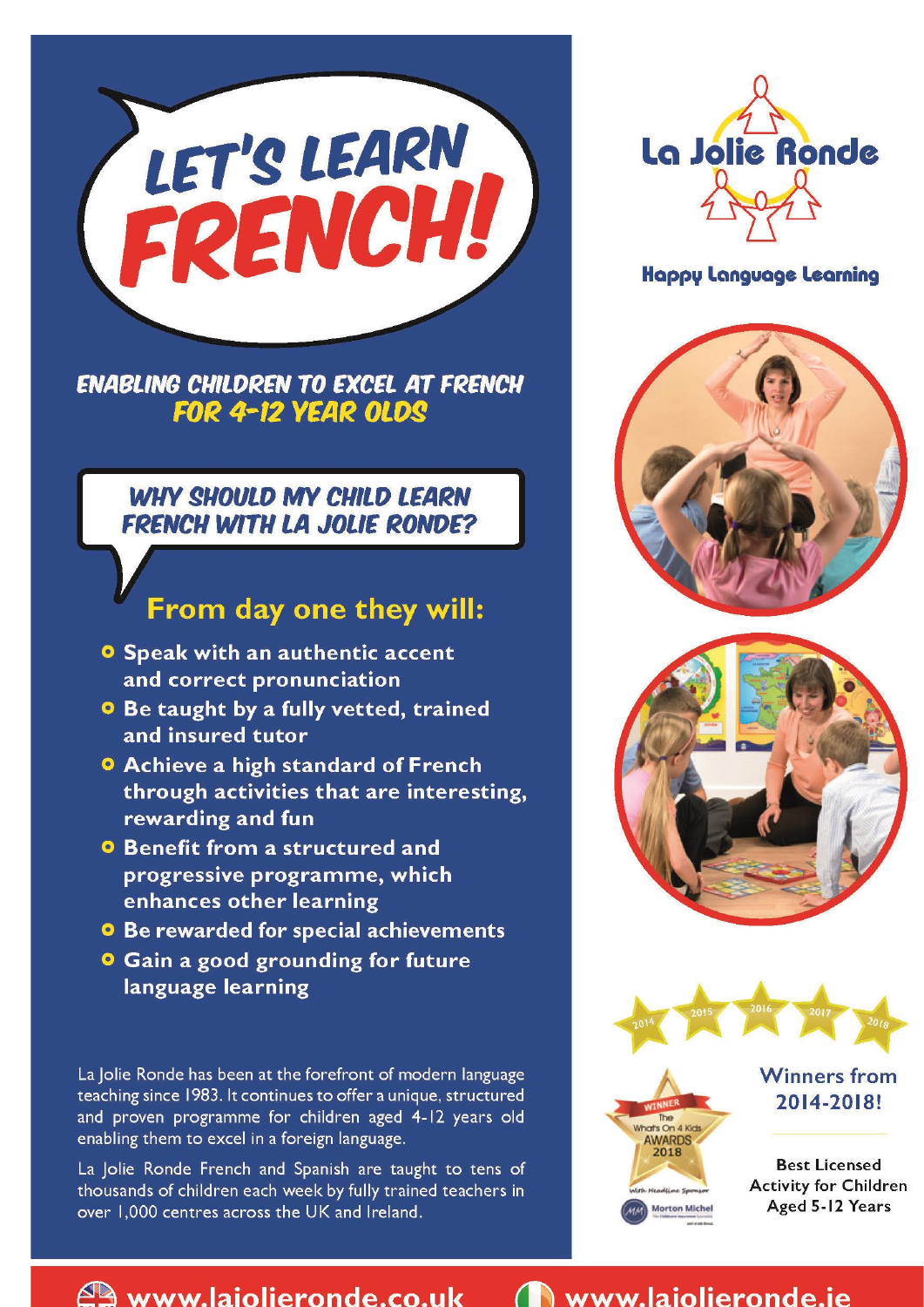# LET'S LEARN FRENCH!

La Jolie Ronde

Happy Language Learning

## ENABLING CHILDREN TO EXCEL AT FRENCH FOR 4-12 YEAR OLDS

### WHY SHOULD MY CHILD LEARN FRENCH WITH LA JOLIE RONDE?

### From day one they will:

- Speak with an authentic accent and correct pronunciation
- Be taught by a fully vetted, trained and insured tutor
- Achieve a high standard of French through activities that are interesting, rewarding and fun
- Benefit from a structured and progressive programme, which enhances other learning
- Be rewarded for special achievements
- Gain a good grounding for future language learning

La Jolie Ronde has been at the forefront of modern language teaching since 1983. It continues to offer a unique, structured and proven programme for children aged 4-12 years old enabling them to excel in a foreign language.

La Jolie Ronde French and Spanish are taught to tens of thousands of children each week by fully trained teachers in over 1,000 centres across the UK and Ireland.

2014 2015 2016 2017 2018

WINNER The What's On 4 Kids AWARDS 2018

With Headline Sponsor Morton Michel

**Winners from 2014-2018!**

**Best Licensed Activity for Children Aged 5-12 Years**

www.lajolieronde.co.uk www.lajolieronde.ie